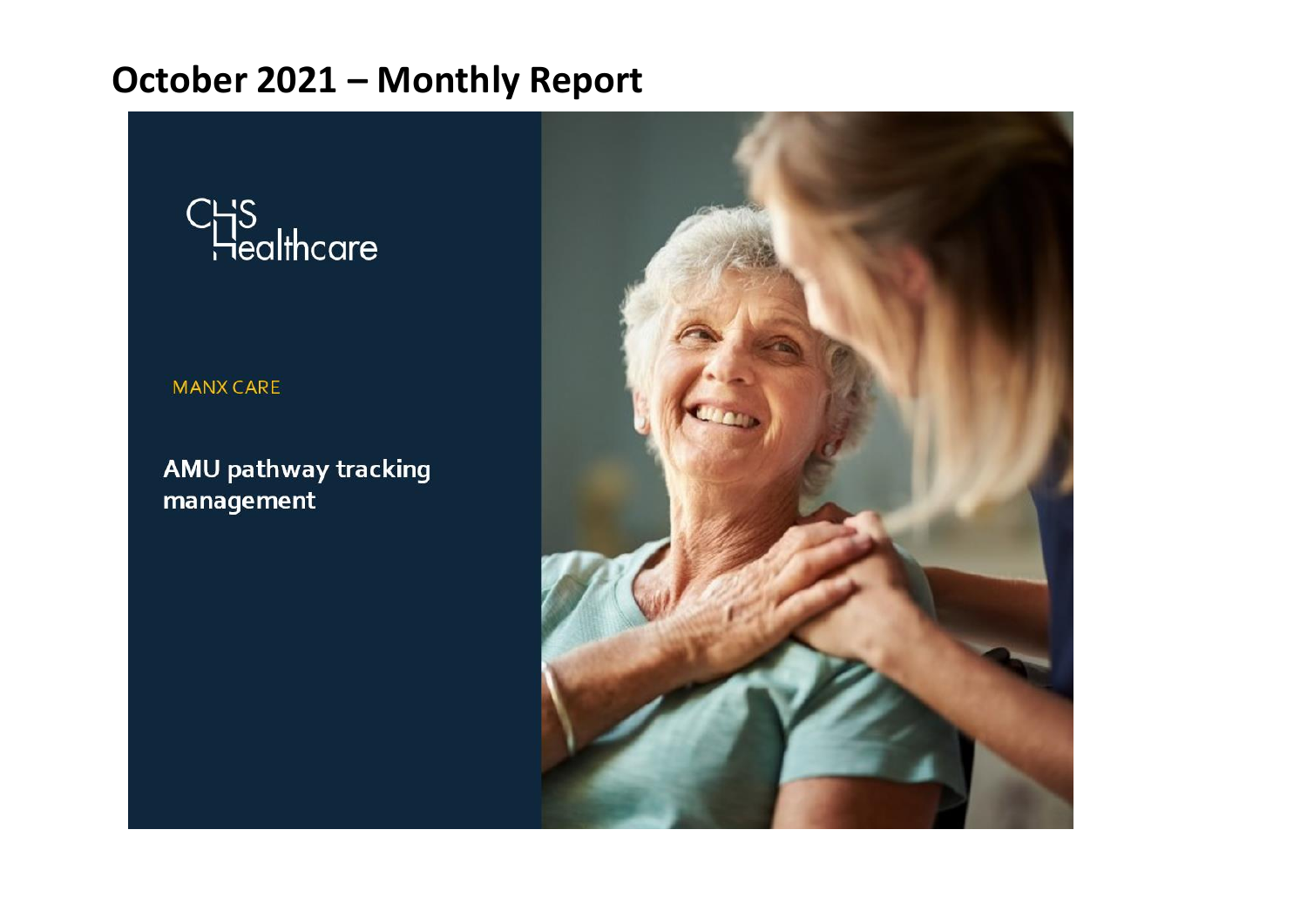# October 2021 – Monthly Report

CHS Healthcare

MANX CARE

**AMU pathway tracking management**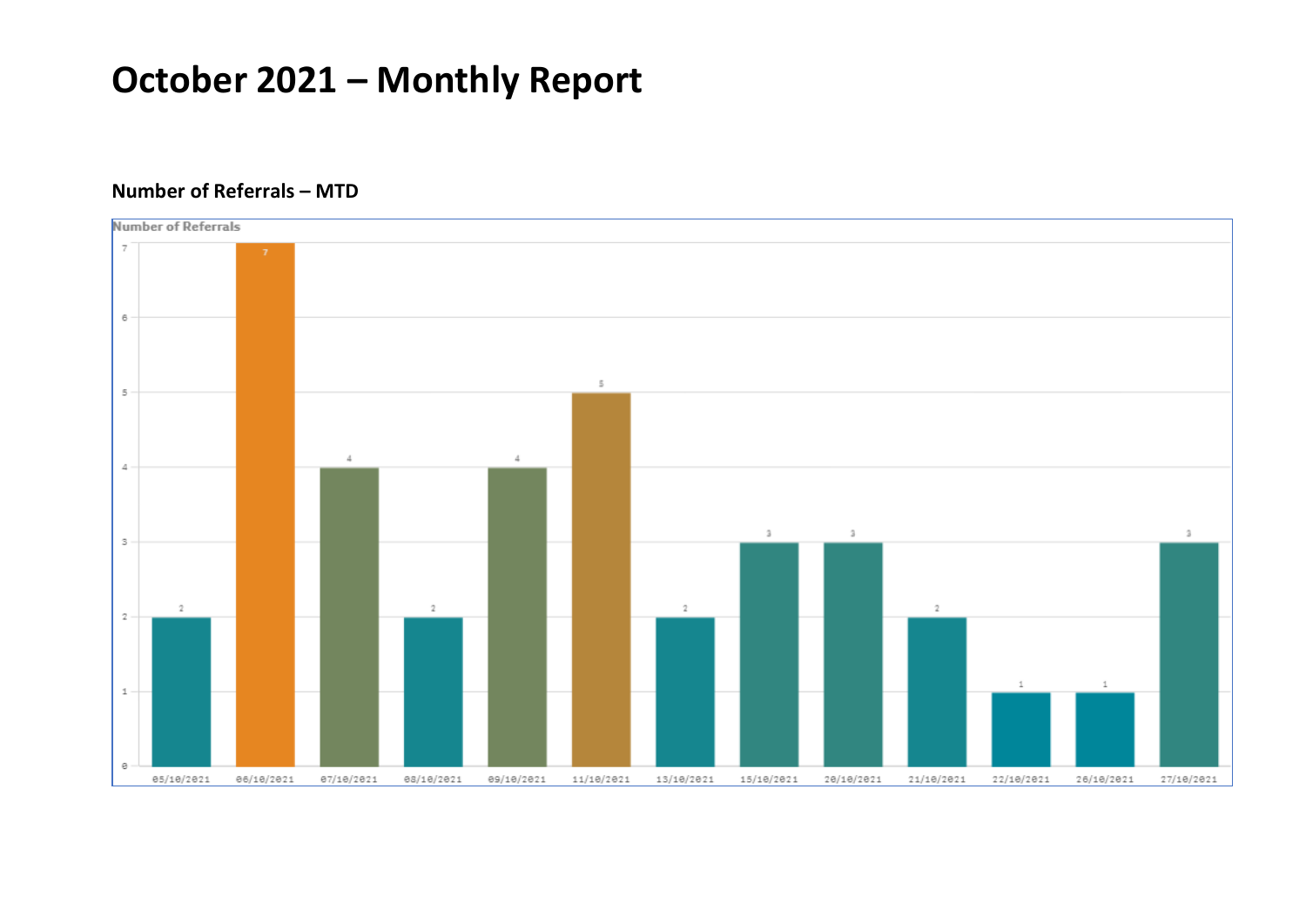# October 2021 – Monthly Report

### Number of Referrals – MTD

| Date | Number of Referrals |
|---|---|
| 05/10/2021 | 2 |
| 06/10/2021 | 7 |
| 07/10/2021 | 4 |
| 08/10/2021 | 2 |
| 09/10/2021 | 4 |
| 11/10/2021 | 5 |
| 13/10/2021 | 2 |
| 15/10/2021 | 3 |
| 20/10/2021 | 3 |
| 21/10/2021 | 2 |
| 22/10/2021 | 1 |
| 26/10/2021 | 1 |
| 27/10/2021 | 3 |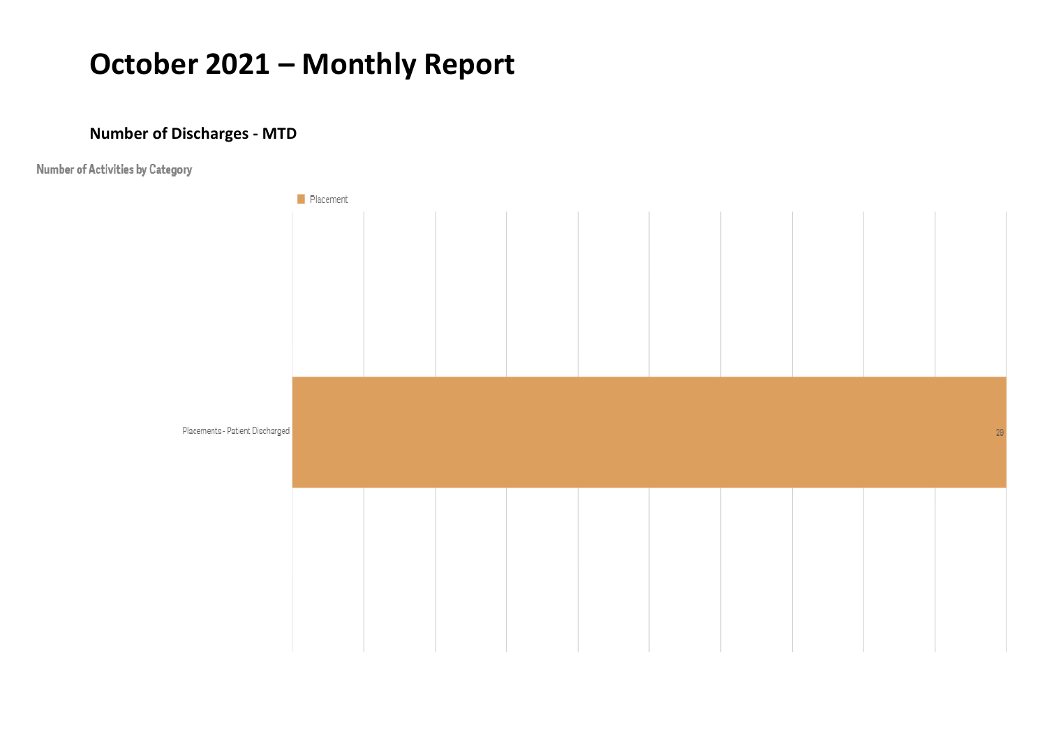# October 2021 – Monthly Report

### Number of Discharges - MTD

Number of Activities by Category

Placement

Placements - Patient Discharged

28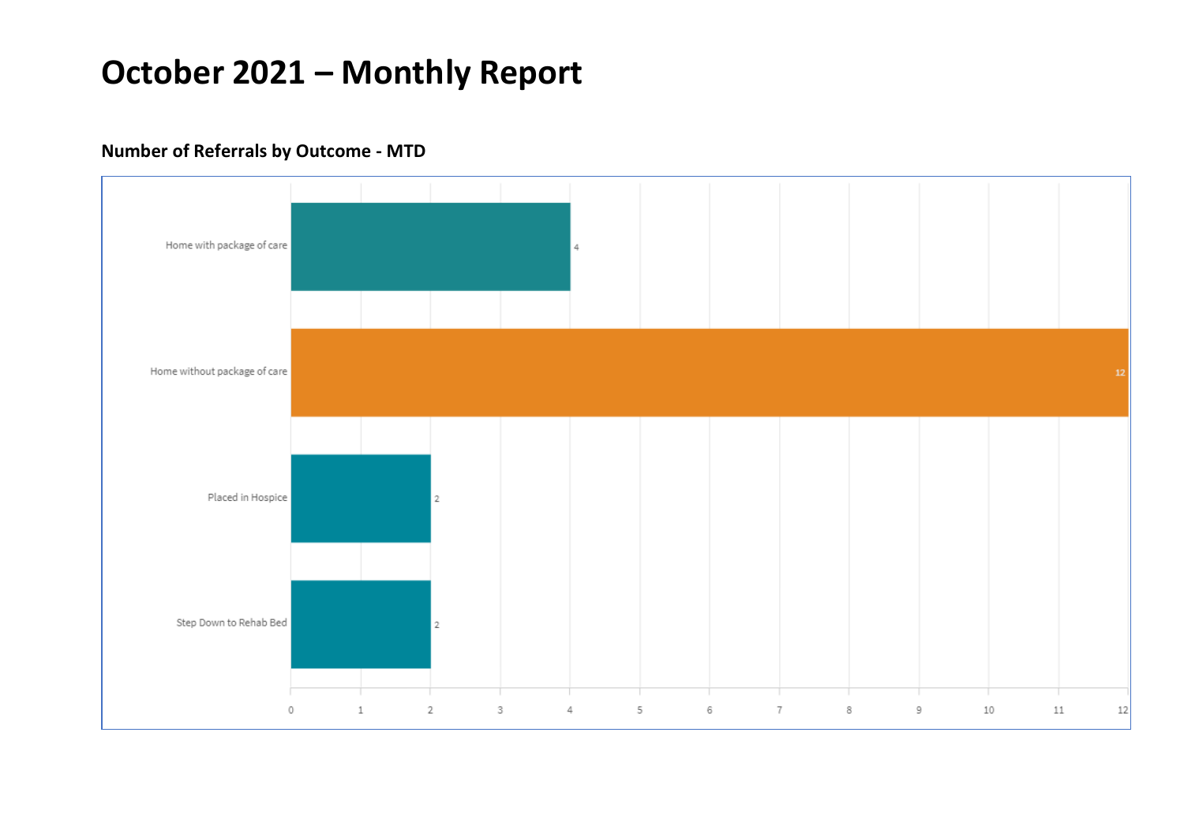# October 2021 – Monthly Report

**Number of Referrals by Outcome - MTD**

| Outcome | Number |
|---|---|
| Home with package of care | 4 |
| Home without package of care | 12 |
| Placed in Hospice | 2 |
| Step Down to Rehab Bed | 2 |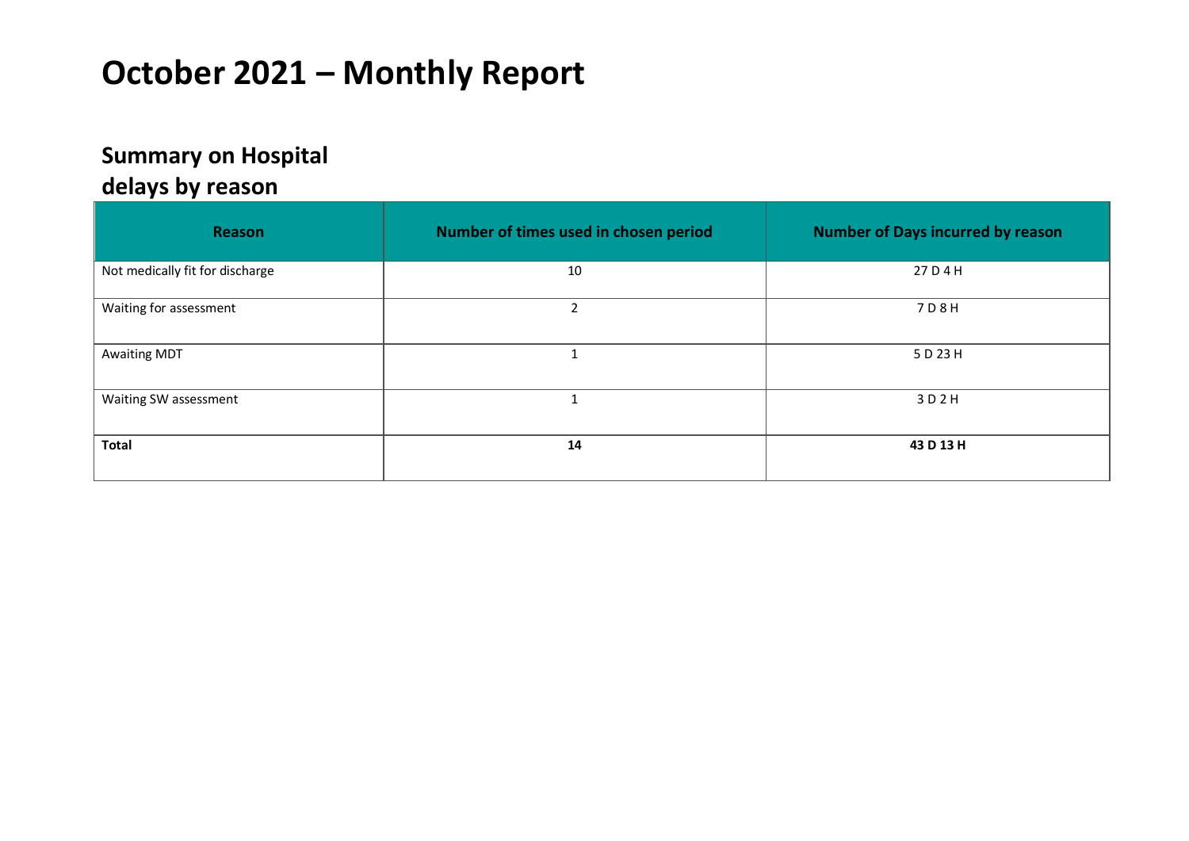# October 2021 – Monthly Report

## Summary on Hospital delays by reason

| Reason | Number of times used in chosen period | Number of Days incurred by reason |
|---|---|---|
| Not medically fit for discharge | 10 | 27 D 4 H |
| Waiting for assessment | 2 | 7 D 8 H |
| Awaiting MDT | 1 | 5 D 23 H |
| Waiting SW assessment | 1 | 3 D 2 H |
| **Total** | **14** | **43 D 13 H** |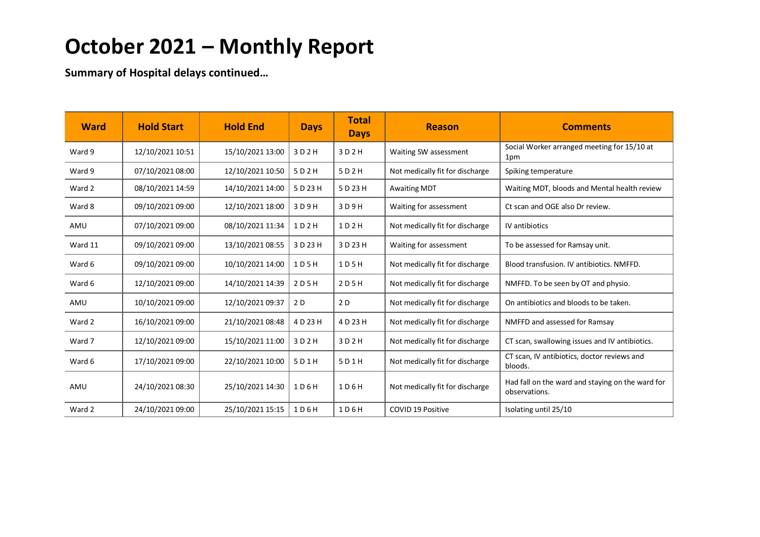# October 2021 – Monthly Report

**Summary of Hospital delays continued…**

| Ward | Hold Start | Hold End | Days | Total Days | Reason | Comments |
|---|---|---|---|---|---|---|
| Ward 9 | 12/10/2021 10:51 | 15/10/2021 13:00 | 3 D 2 H | 3 D 2 H | Waiting SW assessment | Social Worker arranged meeting for 15/10 at 1pm |
| Ward 9 | 07/10/2021 08:00 | 12/10/2021 10:50 | 5 D 2 H | 5 D 2 H | Not medically fit for discharge | Spiking temperature |
| Ward 2 | 08/10/2021 14:59 | 14/10/2021 14:00 | 5 D 23 H | 5 D 23 H | Awaiting MDT | Waiting MDT, bloods and Mental health review |
| Ward 8 | 09/10/2021 09:00 | 12/10/2021 18:00 | 3 D 9 H | 3 D 9 H | Waiting for assessment | Ct scan and OGE also Dr review. |
| AMU | 07/10/2021 09:00 | 08/10/2021 11:34 | 1 D 2 H | 1 D 2 H | Not medically fit for discharge | IV antibiotics |
| Ward 11 | 09/10/2021 09:00 | 13/10/2021 08:55 | 3 D 23 H | 3 D 23 H | Waiting for assessment | To be assessed for Ramsay unit. |
| Ward 6 | 09/10/2021 09:00 | 10/10/2021 14:00 | 1 D 5 H | 1 D 5 H | Not medically fit for discharge | Blood transfusion. IV antibiotics. NMFFD. |
| Ward 6 | 12/10/2021 09:00 | 14/10/2021 14:39 | 2 D 5 H | 2 D 5 H | Not medically fit for discharge | NMFFD. To be seen by OT and physio. |
| AMU | 10/10/2021 09:00 | 12/10/2021 09:37 | 2 D | 2 D | Not medically fit for discharge | On antibiotics and bloods to be taken. |
| Ward 2 | 16/10/2021 09:00 | 21/10/2021 08:48 | 4 D 23 H | 4 D 23 H | Not medically fit for discharge | NMFFD and assessed for Ramsay |
| Ward 7 | 12/10/2021 09:00 | 15/10/2021 11:00 | 3 D 2 H | 3 D 2 H | Not medically fit for discharge | CT scan, swallowing issues and IV antibiotics. |
| Ward 6 | 17/10/2021 09:00 | 22/10/2021 10:00 | 5 D 1 H | 5 D 1 H | Not medically fit for discharge | CT scan, IV antibiotics, doctor reviews and bloods. |
| AMU | 24/10/2021 08:30 | 25/10/2021 14:30 | 1 D 6 H | 1 D 6 H | Not medically fit for discharge | Had fall on the ward and staying on the ward for observations. |
| Ward 2 | 24/10/2021 09:00 | 25/10/2021 15:15 | 1 D 6 H | 1 D 6 H | COVID 19 Positive | Isolating until 25/10 |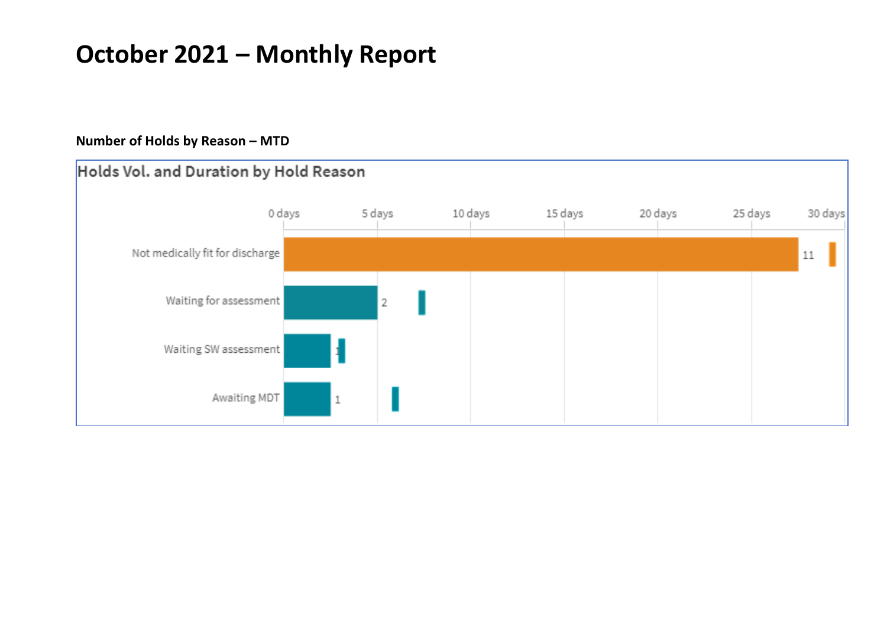# October 2021 – Monthly Report

**Number of Holds by Reason – MTD**

Holds Vol. and Duration by Hold Reason

0 days | 5 days | 10 days | 15 days | 20 days | 25 days | 30 days

| Hold Reason | Volume |
|---|---|
| Not medically fit for discharge | 11 |
| Waiting for assessment | 2 |
| Waiting SW assessment | 1 |
| Awaiting MDT | 1 |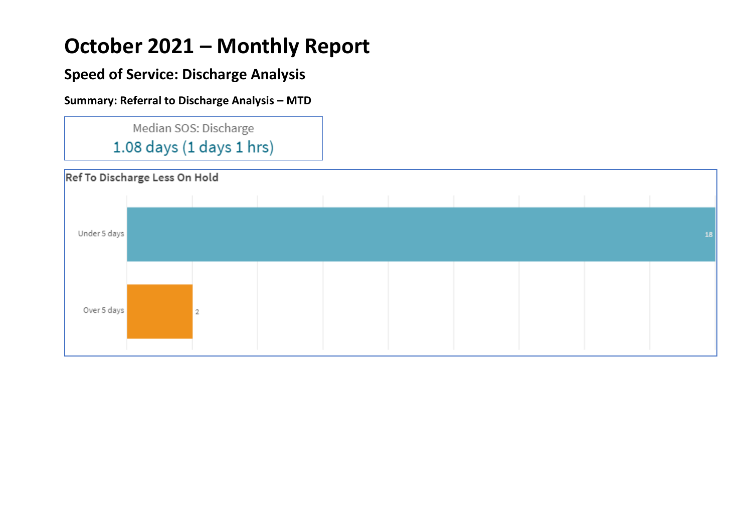# October 2021 – Monthly Report

## Speed of Service: Discharge Analysis

### Summary: Referral to Discharge Analysis – MTD

Median SOS: Discharge
1.08 days (1 days 1 hrs)

Ref To Discharge Less On Hold

| Category | Count |
| --- | --- |
| Under 5 days | 18 |
| Over 5 days | 2 |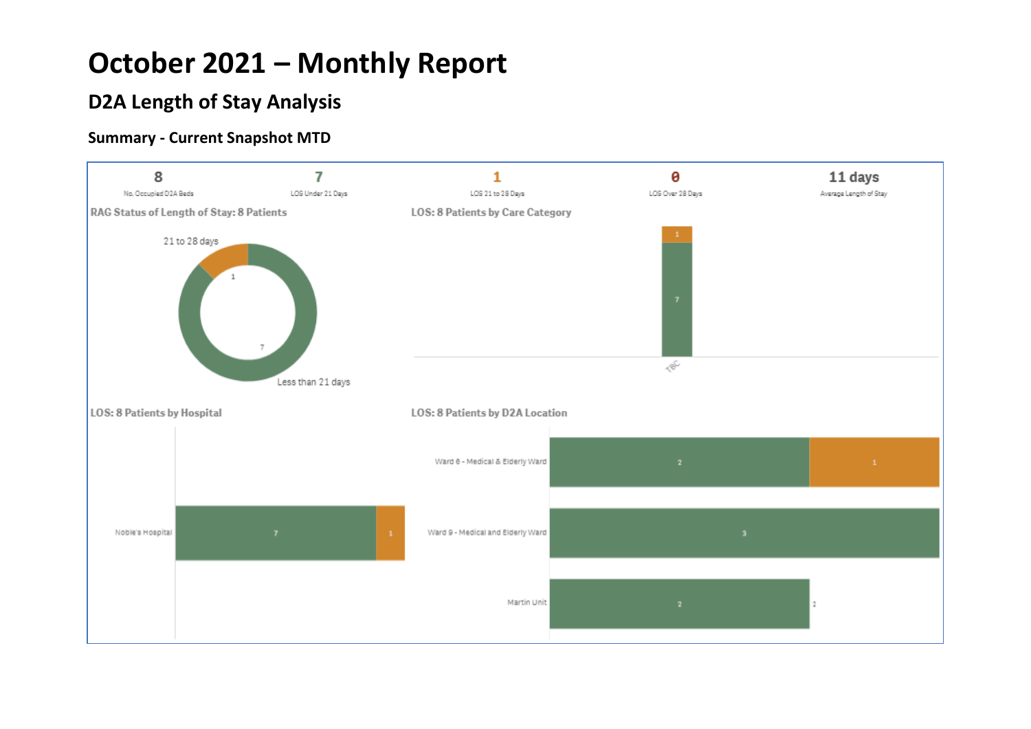# October 2021 – Monthly Report

## D2A Length of Stay Analysis

### Summary - Current Snapshot MTD

| 8 | 7 | 1 | 0 | 11 days |
|---|---|---|---|---|
| No. Occupied D2A Beds | LOS Under 21 Days | LOS 21 to 28 Days | LOS Over 28 Days | Average Length of Stay |

**RAG Status of Length of Stay: 8 Patients**

21 to 28 days: 1

Less than 21 days: 7

**LOS: 8 Patients by Care Category**

| Care Category | Less than 21 days | 21 to 28 days |
|---|---|---|
| TBC | 7 | 1 |

**LOS: 8 Patients by Hospital**

| Hospital | Less than 21 days | 21 to 28 days |
|---|---|---|
| Noble's Hospital | 7 | 1 |

**LOS: 8 Patients by D2A Location**

| D2A Location | Less than 21 days | 21 to 28 days | Total |
|---|---|---|---|
| Ward 6 - Medical & Elderly Ward | 2 | 1 | |
| Ward 9 - Medical and Elderly Ward | 3 | | |
| Martin Unit | 2 | | 2 |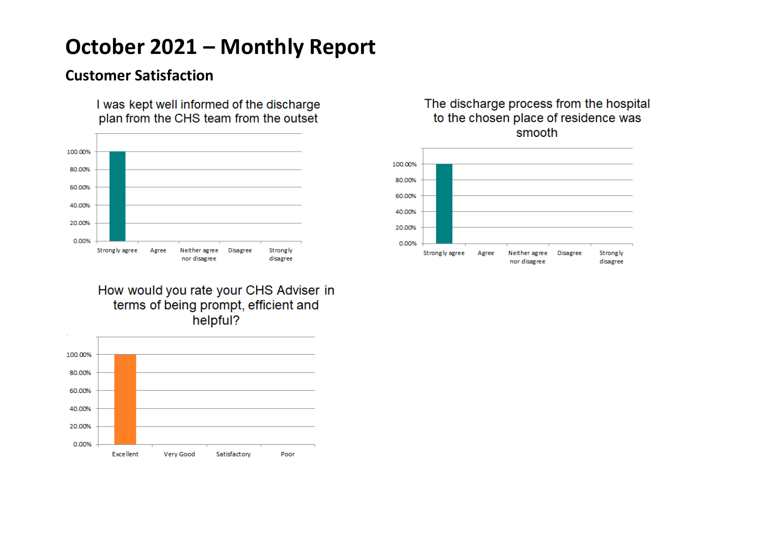# October 2021 – Monthly Report

## Customer Satisfaction

I was kept well informed of the discharge plan from the CHS team from the outset

100.00%
80.00%
60.00%
40.00%
20.00%
0.00%

Strongly agree
Agree
Neither agree nor disagree
Disagree
Strongly disagree

The discharge process from the hospital to the chosen place of residence was smooth

100.00%
80.00%
60.00%
40.00%
20.00%
0.00%

Strongly agree
Agree
Neither agree nor disagree
Disagree
Strongly disagree

How would you rate your CHS Adviser in terms of being prompt, efficient and helpful?

100.00%
80.00%
60.00%
40.00%
20.00%
0.00%

Excellent
Very Good
Satisfactory
Poor